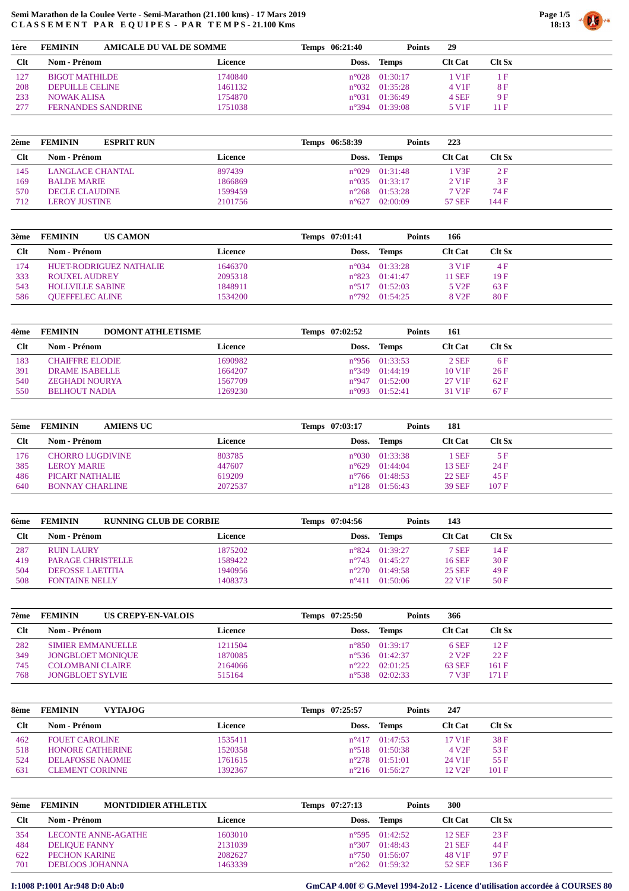# Semi Marathon de la Coulee Verte - Semi-Marathon (21.100 kms) - 17 Mars 2019

## C L A S S E M E N T  P A R  E Q U I P E S - P A R  T E M P S - 21.100 Kms

### 1ère FEMININ AMICALE DU VAL DE SOMME — Temps 06:21:40 — Points 29

| Clt | Nom - Prénom | Licence | Doss. | Temps | Clt Cat | Clt Sx |
|---|---|---|---|---|---|---|
| 127 | BIGOT MATHILDE | 1740840 | n°028 | 01:30:17 | 1 V1F | 1 F |
| 208 | DEPUILLE CELINE | 1461132 | n°032 | 01:35:28 | 4 V1F | 8 F |
| 233 | NOWAK ALISA | 1754870 | n°031 | 01:36:49 | 4 SEF | 9 F |
| 277 | FERNANDES SANDRINE | 1751038 | n°394 | 01:39:08 | 5 V1F | 11 F |

### 2ème FEMININ ESPRIT RUN — Temps 06:58:39 — Points 223

| Clt | Nom - Prénom | Licence | Doss. | Temps | Clt Cat | Clt Sx |
|---|---|---|---|---|---|---|
| 145 | LANGLACE CHANTAL | 897439 | n°029 | 01:31:48 | 1 V3F | 2 F |
| 169 | BALDE MARIE | 1866869 | n°035 | 01:33:17 | 2 V1F | 3 F |
| 570 | DECLE CLAUDINE | 1599459 | n°268 | 01:53:28 | 7 V2F | 74 F |
| 712 | LEROY JUSTINE | 2101756 | n°627 | 02:00:09 | 57 SEF | 144 F |

### 3ème FEMININ US CAMON — Temps 07:01:41 — Points 166

| Clt | Nom - Prénom | Licence | Doss. | Temps | Clt Cat | Clt Sx |
|---|---|---|---|---|---|---|
| 174 | HUET-RODRIGUEZ NATHALIE | 1646370 | n°034 | 01:33:28 | 3 V1F | 4 F |
| 333 | ROUXEL AUDREY | 2095318 | n°823 | 01:41:47 | 11 SEF | 19 F |
| 543 | HOLLVILLE SABINE | 1848911 | n°517 | 01:52:03 | 5 V2F | 63 F |
| 586 | QUEFFELEC ALINE | 1534200 | n°792 | 01:54:25 | 8 V2F | 80 F |

### 4ème FEMININ DOMONT ATHLETISME — Temps 07:02:52 — Points 161

| Clt | Nom - Prénom | Licence | Doss. | Temps | Clt Cat | Clt Sx |
|---|---|---|---|---|---|---|
| 183 | CHAIFFRE ELODIE | 1690982 | n°956 | 01:33:53 | 2 SEF | 6 F |
| 391 | DRAME ISABELLE | 1664207 | n°349 | 01:44:19 | 10 V1F | 26 F |
| 540 | ZEGHADI NOURYA | 1567709 | n°947 | 01:52:00 | 27 V1F | 62 F |
| 550 | BELHOUT NADIA | 1269230 | n°093 | 01:52:41 | 31 V1F | 67 F |

### 5ème FEMININ AMIENS UC — Temps 07:03:17 — Points 181

| Clt | Nom - Prénom | Licence | Doss. | Temps | Clt Cat | Clt Sx |
|---|---|---|---|---|---|---|
| 176 | CHORRO LUGDIVINE | 803785 | n°030 | 01:33:38 | 1 SEF | 5 F |
| 385 | LEROY MARIE | 447607 | n°629 | 01:44:04 | 13 SEF | 24 F |
| 486 | PICART NATHALIE | 619209 | n°766 | 01:48:53 | 22 SEF | 45 F |
| 640 | BONNAY CHARLINE | 2072537 | n°128 | 01:56:43 | 39 SEF | 107 F |

### 6ème FEMININ RUNNING CLUB DE CORBIE — Temps 07:04:56 — Points 143

| Clt | Nom - Prénom | Licence | Doss. | Temps | Clt Cat | Clt Sx |
|---|---|---|---|---|---|---|
| 287 | RUIN LAURY | 1875202 | n°824 | 01:39:27 | 7 SEF | 14 F |
| 419 | PARAGE CHRISTELLE | 1589422 | n°743 | 01:45:27 | 16 SEF | 30 F |
| 504 | DEFOSSE LAETITIA | 1940956 | n°270 | 01:49:58 | 25 SEF | 49 F |
| 508 | FONTAINE NELLY | 1408373 | n°411 | 01:50:06 | 22 V1F | 50 F |

### 7ème FEMININ US CREPY-EN-VALOIS — Temps 07:25:50 — Points 366

| Clt | Nom - Prénom | Licence | Doss. | Temps | Clt Cat | Clt Sx |
|---|---|---|---|---|---|---|
| 282 | SIMIER EMMANUELLE | 1211504 | n°850 | 01:39:17 | 6 SEF | 12 F |
| 349 | JONGBLOET MONIQUE | 1870085 | n°536 | 01:42:37 | 2 V2F | 22 F |
| 745 | COLOMBANI CLAIRE | 2164066 | n°222 | 02:01:25 | 63 SEF | 161 F |
| 768 | JONGBLOET SYLVIE | 515164 | n°538 | 02:02:33 | 7 V3F | 171 F |

### 8ème FEMININ VYTAJOG — Temps 07:25:57 — Points 247

| Clt | Nom - Prénom | Licence | Doss. | Temps | Clt Cat | Clt Sx |
|---|---|---|---|---|---|---|
| 462 | FOUET CAROLINE | 1535411 | n°417 | 01:47:53 | 17 V1F | 38 F |
| 518 | HONORE CATHERINE | 1520358 | n°518 | 01:50:38 | 4 V2F | 53 F |
| 524 | DELAFOSSE NAOMIE | 1761615 | n°278 | 01:51:01 | 24 V1F | 55 F |
| 631 | CLEMENT CORINNE | 1392367 | n°216 | 01:56:27 | 12 V2F | 101 F |

### 9ème FEMININ MONTDIDIER ATHLETIX — Temps 07:27:13 — Points 300

| Clt | Nom - Prénom | Licence | Doss. | Temps | Clt Cat | Clt Sx |
|---|---|---|---|---|---|---|
| 354 | LECONTE ANNE-AGATHE | 1603010 | n°595 | 01:42:52 | 12 SEF | 23 F |
| 484 | DELIQUE FANNY | 2131039 | n°307 | 01:48:43 | 21 SEF | 44 F |
| 622 | PECHON KARINE | 2082627 | n°750 | 01:56:07 | 48 V1F | 97 F |
| 701 | DEBLOOS JOHANNA | 1463339 | n°262 | 01:59:32 | 52 SEF | 136 F |

I:1008 P:1001 Ar:948 D:0 Ab:0

GmCAP 4.00f © G.Mevel 1994-2o12 - Licence d'utilisation accordée à COURSES 80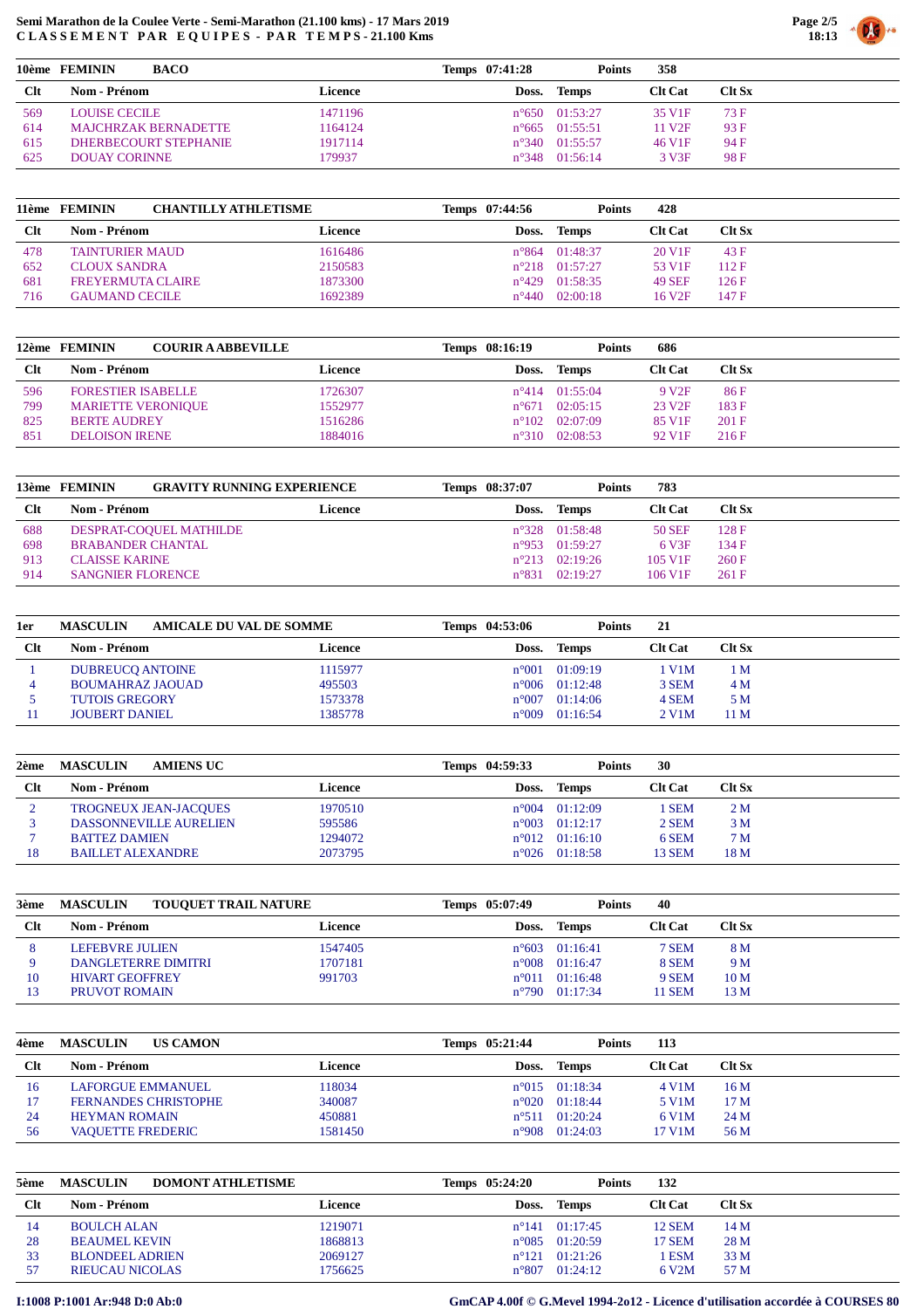Semi Marathon de la Coulee Verte - Semi-Marathon (21.100 kms) - 17 Mars 2019
CLASSEMENT PAR EQUIPES - PAR TEMPS - 21.100 Kms

| 10ème | FEMININ | BACO | Temps | 07:41:28 | Points | 358 |
|---|---|---|---|---|---|---|
| **Clt** | **Nom - Prénom** | **Licence** | **Doss.** | **Temps** | **Clt Cat** | **Clt Sx** |
| 569 | LOUISE CECILE | 1471196 | n°650 | 01:53:27 | 35 V1F | 73 F |
| 614 | MAJCHRZAK BERNADETTE | 1164124 | n°665 | 01:55:51 | 11 V2F | 93 F |
| 615 | DHERBECOURT STEPHANIE | 1917114 | n°340 | 01:55:57 | 46 V1F | 94 F |
| 625 | DOUAY CORINNE | 179937 | n°348 | 01:56:14 | 3 V3F | 98 F |

| 11ème | FEMININ | CHANTILLY ATHLETISME | Temps | 07:44:56 | Points | 428 |
|---|---|---|---|---|---|---|
| **Clt** | **Nom - Prénom** | **Licence** | **Doss.** | **Temps** | **Clt Cat** | **Clt Sx** |
| 478 | TAINTURIER MAUD | 1616486 | n°864 | 01:48:37 | 20 V1F | 43 F |
| 652 | CLOUX SANDRA | 2150583 | n°218 | 01:57:27 | 53 V1F | 112 F |
| 681 | FREYERMUTA CLAIRE | 1873300 | n°429 | 01:58:35 | 49 SEF | 126 F |
| 716 | GAUMAND CECILE | 1692389 | n°440 | 02:00:18 | 16 V2F | 147 F |

| 12ème | FEMININ | COURIR A ABBEVILLE | Temps | 08:16:19 | Points | 686 |
|---|---|---|---|---|---|---|
| **Clt** | **Nom - Prénom** | **Licence** | **Doss.** | **Temps** | **Clt Cat** | **Clt Sx** |
| 596 | FORESTIER ISABELLE | 1726307 | n°414 | 01:55:04 | 9 V2F | 86 F |
| 799 | MARIETTE VERONIQUE | 1552977 | n°671 | 02:05:15 | 23 V2F | 183 F |
| 825 | BERTE AUDREY | 1516286 | n°102 | 02:07:09 | 85 V1F | 201 F |
| 851 | DELOISON IRENE | 1884016 | n°310 | 02:08:53 | 92 V1F | 216 F |

| 13ème | FEMININ | GRAVITY RUNNING EXPERIENCE | Temps | 08:37:07 | Points | 783 |
|---|---|---|---|---|---|---|
| **Clt** | **Nom - Prénom** | **Licence** | **Doss.** | **Temps** | **Clt Cat** | **Clt Sx** |
| 688 | DESPRAT-COQUEL MATHILDE | | n°328 | 01:58:48 | 50 SEF | 128 F |
| 698 | BRABANDER CHANTAL | | n°953 | 01:59:27 | 6 V3F | 134 F |
| 913 | CLAISSE KARINE | | n°213 | 02:19:26 | 105 V1F | 260 F |
| 914 | SANGNIER FLORENCE | | n°831 | 02:19:27 | 106 V1F | 261 F |

| 1er | MASCULIN | AMICALE DU VAL DE SOMME | Temps | 04:53:06 | Points | 21 |
|---|---|---|---|---|---|---|
| **Clt** | **Nom - Prénom** | **Licence** | **Doss.** | **Temps** | **Clt Cat** | **Clt Sx** |
| 1 | DUBREUCQ ANTOINE | 1115977 | n°001 | 01:09:19 | 1 V1M | 1 M |
| 4 | BOUMAHRAZ JAOUAD | 495503 | n°006 | 01:12:48 | 3 SEM | 4 M |
| 5 | TUTOIS GREGORY | 1573378 | n°007 | 01:14:06 | 4 SEM | 5 M |
| 11 | JOUBERT DANIEL | 1385778 | n°009 | 01:16:54 | 2 V1M | 11 M |

| 2ème | MASCULIN | AMIENS UC | Temps | 04:59:33 | Points | 30 |
|---|---|---|---|---|---|---|
| **Clt** | **Nom - Prénom** | **Licence** | **Doss.** | **Temps** | **Clt Cat** | **Clt Sx** |
| 2 | TROGNEUX JEAN-JACQUES | 1970510 | n°004 | 01:12:09 | 1 SEM | 2 M |
| 3 | DASSONNEVILLE AURELIEN | 595586 | n°003 | 01:12:17 | 2 SEM | 3 M |
| 7 | BATTEZ DAMIEN | 1294072 | n°012 | 01:16:10 | 6 SEM | 7 M |
| 18 | BAILLET ALEXANDRE | 2073795 | n°026 | 01:18:58 | 13 SEM | 18 M |

| 3ème | MASCULIN | TOUQUET TRAIL NATURE | Temps | 05:07:49 | Points | 40 |
|---|---|---|---|---|---|---|
| **Clt** | **Nom - Prénom** | **Licence** | **Doss.** | **Temps** | **Clt Cat** | **Clt Sx** |
| 8 | LEFEBVRE JULIEN | 1547405 | n°603 | 01:16:41 | 7 SEM | 8 M |
| 9 | DANGLETERRE DIMITRI | 1707181 | n°008 | 01:16:47 | 8 SEM | 9 M |
| 10 | HIVART GEOFFREY | 991703 | n°011 | 01:16:48 | 9 SEM | 10 M |
| 13 | PRUVOT ROMAIN | | n°790 | 01:17:34 | 11 SEM | 13 M |

| 4ème | MASCULIN | US CAMON | Temps | 05:21:44 | Points | 113 |
|---|---|---|---|---|---|---|
| **Clt** | **Nom - Prénom** | **Licence** | **Doss.** | **Temps** | **Clt Cat** | **Clt Sx** |
| 16 | LAFORGUE EMMANUEL | 118034 | n°015 | 01:18:34 | 4 V1M | 16 M |
| 17 | FERNANDES CHRISTOPHE | 340087 | n°020 | 01:18:44 | 5 V1M | 17 M |
| 24 | HEYMAN ROMAIN | 450881 | n°511 | 01:20:24 | 6 V1M | 24 M |
| 56 | VAQUETTE FREDERIC | 1581450 | n°908 | 01:24:03 | 17 V1M | 56 M |

| 5ème | MASCULIN | DOMONT ATHLETISME | Temps | 05:24:20 | Points | 132 |
|---|---|---|---|---|---|---|
| **Clt** | **Nom - Prénom** | **Licence** | **Doss.** | **Temps** | **Clt Cat** | **Clt Sx** |
| 14 | BOULCH ALAN | 1219071 | n°141 | 01:17:45 | 12 SEM | 14 M |
| 28 | BEAUMEL KEVIN | 1868813 | n°085 | 01:20:59 | 17 SEM | 28 M |
| 33 | BLONDEEL ADRIEN | 2069127 | n°121 | 01:21:26 | 1 ESM | 33 M |
| 57 | RIEUCAU NICOLAS | 1756625 | n°807 | 01:24:12 | 6 V2M | 57 M |

I:1008 P:1001 Ar:948 D:0 Ab:0

GmCAP 4.00f © G.Mevel 1994-2o12 - Licence d'utilisation accordée à COURSES 80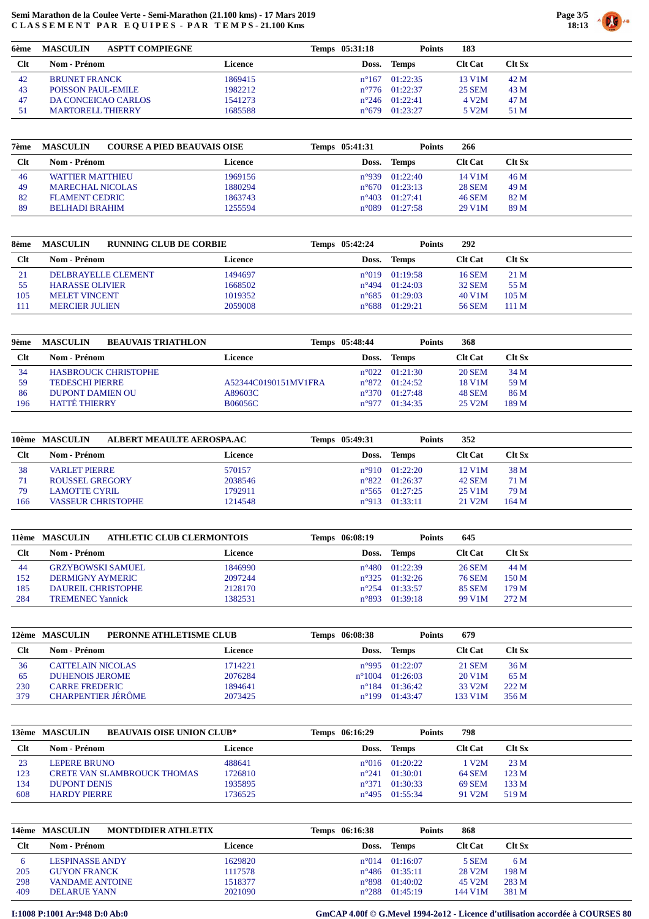**Semi Marathon de la Coulee Verte - Semi-Marathon (21.100 kms) - 17 Mars 2019**
**C L A S S E M E N T P A R E Q U I P E S - P A R T E M P S - 21.100 Kms**

| 6ème | MASCULIN | ASPTT COMPIEGNE | Temps 05:31:18 | | Points | 183 |
|---|---|---|---|---|---|---|
| **Clt** | **Nom - Prénom** | **Licence** | **Doss.** | **Temps** | **Clt Cat** | **Clt Sx** |
| 42 | BRUNET FRANCK | 1869415 | n°167 | 01:22:35 | 13 V1M | 42 M |
| 43 | POISSON PAUL-EMILE | 1982212 | n°776 | 01:22:37 | 25 SEM | 43 M |
| 47 | DA CONCEICAO CARLOS | 1541273 | n°246 | 01:22:41 | 4 V2M | 47 M |
| 51 | MARTORELL THIERRY | 1685588 | n°679 | 01:23:27 | 5 V2M | 51 M |

| 7ème | MASCULIN | COURSE A PIED BEAUVAIS OISE | Temps 05:41:31 | | Points | 266 |
|---|---|---|---|---|---|---|
| **Clt** | **Nom - Prénom** | **Licence** | **Doss.** | **Temps** | **Clt Cat** | **Clt Sx** |
| 46 | WATTIER MATTHIEU | 1969156 | n°939 | 01:22:40 | 14 V1M | 46 M |
| 49 | MARECHAL NICOLAS | 1880294 | n°670 | 01:23:13 | 28 SEM | 49 M |
| 82 | FLAMENT CEDRIC | 1863743 | n°403 | 01:27:41 | 46 SEM | 82 M |
| 89 | BELHADI BRAHIM | 1255594 | n°089 | 01:27:58 | 29 V1M | 89 M |

| 8ème | MASCULIN | RUNNING CLUB DE CORBIE | Temps 05:42:24 | | Points | 292 |
|---|---|---|---|---|---|---|
| **Clt** | **Nom - Prénom** | **Licence** | **Doss.** | **Temps** | **Clt Cat** | **Clt Sx** |
| 21 | DELBRAYELLE CLEMENT | 1494697 | n°019 | 01:19:58 | 16 SEM | 21 M |
| 55 | HARASSE OLIVIER | 1668502 | n°494 | 01:24:03 | 32 SEM | 55 M |
| 105 | MELET VINCENT | 1019352 | n°685 | 01:29:03 | 40 V1M | 105 M |
| 111 | MERCIER JULIEN | 2059008 | n°688 | 01:29:21 | 56 SEM | 111 M |

| 9ème | MASCULIN | BEAUVAIS TRIATHLON | Temps 05:48:44 | | Points | 368 |
|---|---|---|---|---|---|---|
| **Clt** | **Nom - Prénom** | **Licence** | **Doss.** | **Temps** | **Clt Cat** | **Clt Sx** |
| 34 | HASBROUCK CHRISTOPHE | | n°022 | 01:21:30 | 20 SEM | 34 M |
| 59 | TEDESCHI PIERRE | A52344C0190151MV1FRA | n°872 | 01:24:52 | 18 V1M | 59 M |
| 86 | DUPONT DAMIEN OU | A89603C | n°370 | 01:27:48 | 48 SEM | 86 M |
| 196 | HATTÉ THIERRY | B06056C | n°977 | 01:34:35 | 25 V2M | 189 M |

| 10ème | MASCULIN | ALBERT MEAULTE AEROSPA.AC | Temps 05:49:31 | | Points | 352 |
|---|---|---|---|---|---|---|
| **Clt** | **Nom - Prénom** | **Licence** | **Doss.** | **Temps** | **Clt Cat** | **Clt Sx** |
| 38 | VARLET PIERRE | 570157 | n°910 | 01:22:20 | 12 V1M | 38 M |
| 71 | ROUSSEL GREGORY | 2038546 | n°822 | 01:26:37 | 42 SEM | 71 M |
| 79 | LAMOTTE CYRIL | 1792911 | n°565 | 01:27:25 | 25 V1M | 79 M |
| 166 | VASSEUR CHRISTOPHE | 1214548 | n°913 | 01:33:11 | 21 V2M | 164 M |

| 11ème | MASCULIN | ATHLETIC CLUB CLERMONTOIS | Temps 06:08:19 | | Points | 645 |
|---|---|---|---|---|---|---|
| **Clt** | **Nom - Prénom** | **Licence** | **Doss.** | **Temps** | **Clt Cat** | **Clt Sx** |
| 44 | GRZYBOWSKI SAMUEL | 1846990 | n°480 | 01:22:39 | 26 SEM | 44 M |
| 152 | DERMIGNY AYMERIC | 2097244 | n°325 | 01:32:26 | 76 SEM | 150 M |
| 185 | DAUREIL CHRISTOPHE | 2128170 | n°254 | 01:33:57 | 85 SEM | 179 M |
| 284 | TREMENEC Yannick | 1382531 | n°893 | 01:39:18 | 99 V1M | 272 M |

| 12ème | MASCULIN | PERONNE ATHLETISME CLUB | Temps 06:08:38 | | Points | 679 |
|---|---|---|---|---|---|---|
| **Clt** | **Nom - Prénom** | **Licence** | **Doss.** | **Temps** | **Clt Cat** | **Clt Sx** |
| 36 | CATTELAIN NICOLAS | 1714221 | n°995 | 01:22:07 | 21 SEM | 36 M |
| 65 | DUHENOIS JEROME | 2076284 | n°1004 | 01:26:03 | 20 V1M | 65 M |
| 230 | CARRE FREDERIC | 1894641 | n°184 | 01:36:42 | 33 V2M | 222 M |
| 379 | CHARPENTIER JÉRÔME | 2073425 | n°199 | 01:43:47 | 133 V1M | 356 M |

| 13ème | MASCULIN | BEAUVAIS OISE UNION CLUB* | Temps 06:16:29 | | Points | 798 |
|---|---|---|---|---|---|---|
| **Clt** | **Nom - Prénom** | **Licence** | **Doss.** | **Temps** | **Clt Cat** | **Clt Sx** |
| 23 | LEPERE BRUNO | 488641 | n°016 | 01:20:22 | 1 V2M | 23 M |
| 123 | CRETE VAN SLAMBROUCK THOMAS | 1726810 | n°241 | 01:30:01 | 64 SEM | 123 M |
| 134 | DUPONT DENIS | 1935895 | n°371 | 01:30:33 | 69 SEM | 133 M |
| 608 | HARDY PIERRE | 1736525 | n°495 | 01:55:34 | 91 V2M | 519 M |

| 14ème | MASCULIN | MONTDIDIER ATHLETIX | Temps 06:16:38 | | Points | 868 |
|---|---|---|---|---|---|---|
| **Clt** | **Nom - Prénom** | **Licence** | **Doss.** | **Temps** | **Clt Cat** | **Clt Sx** |
| 6 | LESPINASSE ANDY | 1629820 | n°014 | 01:16:07 | 5 SEM | 6 M |
| 205 | GUYON FRANCK | 1117578 | n°486 | 01:35:11 | 28 V2M | 198 M |
| 298 | VANDAME ANTOINE | 1518377 | n°898 | 01:40:02 | 45 V2M | 283 M |
| 409 | DELARUE YANN | 2021090 | n°288 | 01:45:19 | 144 V1M | 381 M |

I:1008 P:1001 Ar:948 D:0 Ab:0 — GmCAP 4.00f © G.Mevel 1994-2o12 - Licence d'utilisation accordée à COURSES 80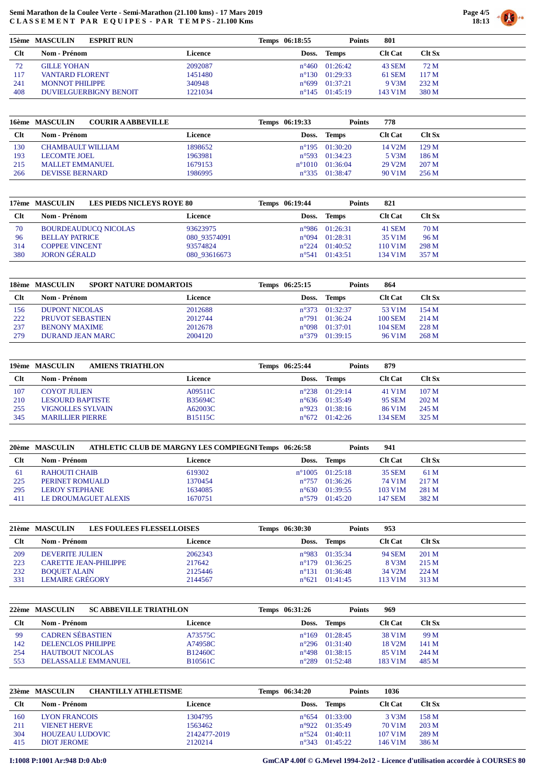**Semi Marathon de la Coulee Verte - Semi-Marathon (21.100 kms) - 17 Mars 2019**
**C L A S S E M E N T  P A R  E Q U I P E S - P A R  T E M P S - 21.100 Kms**

| 15ème MASCULIN | ESPRIT RUN | | Temps 06:18:55 | | Points | 801 |
|---|---|---|---|---|---|---|
| **Clt** | **Nom - Prénom** | **Licence** | **Doss.** | **Temps** | **Clt Cat** | **Clt Sx** |
| 72 | GILLE YOHAN | 2092087 | n°460 | 01:26:42 | 43 SEM | 72 M |
| 117 | VANTARD FLORENT | 1451480 | n°130 | 01:29:33 | 61 SEM | 117 M |
| 241 | MONNOT PHILIPPE | 340948 | n°699 | 01:37:21 | 9 V3M | 232 M |
| 408 | DUVIELGUERBIGNY BENOIT | 1221034 | n°145 | 01:45:19 | 143 V1M | 380 M |

| 16ème MASCULIN | COURIR A ABBEVILLE | | Temps 06:19:33 | | Points | 778 |
|---|---|---|---|---|---|---|
| **Clt** | **Nom - Prénom** | **Licence** | **Doss.** | **Temps** | **Clt Cat** | **Clt Sx** |
| 130 | CHAMBAULT WILLIAM | 1898652 | n°195 | 01:30:20 | 14 V2M | 129 M |
| 193 | LECOMTE JOEL | 1963981 | n°593 | 01:34:23 | 5 V3M | 186 M |
| 215 | MALLET EMMANUEL | 1679153 | n°1010 | 01:36:04 | 29 V2M | 207 M |
| 266 | DEVISSE BERNARD | 1986995 | n°335 | 01:38:47 | 90 V1M | 256 M |

| 17ème MASCULIN | LES PIEDS NICLEYS ROYE 80 | | Temps 06:19:44 | | Points | 821 |
|---|---|---|---|---|---|---|
| **Clt** | **Nom - Prénom** | **Licence** | **Doss.** | **Temps** | **Clt Cat** | **Clt Sx** |
| 70 | BOURDEAUDUCQ NICOLAS | 93623975 | n°986 | 01:26:31 | 41 SEM | 70 M |
| 96 | BELLAY PATRICE | 080_93574091 | n°094 | 01:28:31 | 35 V1M | 96 M |
| 314 | COPPEE VINCENT | 93574824 | n°224 | 01:40:52 | 110 V1M | 298 M |
| 380 | JORON GÉRALD | 080_93616673 | n°541 | 01:43:51 | 134 V1M | 357 M |

| 18ème MASCULIN | SPORT NATURE DOMARTOIS | | Temps 06:25:15 | | Points | 864 |
|---|---|---|---|---|---|---|
| **Clt** | **Nom - Prénom** | **Licence** | **Doss.** | **Temps** | **Clt Cat** | **Clt Sx** |
| 156 | DUPONT NICOLAS | 2012688 | n°373 | 01:32:37 | 53 V1M | 154 M |
| 222 | PRUVOT SEBASTIEN | 2012744 | n°791 | 01:36:24 | 100 SEM | 214 M |
| 237 | BENONY MAXIME | 2012678 | n°098 | 01:37:01 | 104 SEM | 228 M |
| 279 | DURAND JEAN MARC | 2004120 | n°379 | 01:39:15 | 96 V1M | 268 M |

| 19ème MASCULIN | AMIENS TRIATHLON | | Temps 06:25:44 | | Points | 879 |
|---|---|---|---|---|---|---|
| **Clt** | **Nom - Prénom** | **Licence** | **Doss.** | **Temps** | **Clt Cat** | **Clt Sx** |
| 107 | COYOT JULIEN | A09511C | n°238 | 01:29:14 | 41 V1M | 107 M |
| 210 | LESOURD BAPTISTE | B35694C | n°636 | 01:35:49 | 95 SEM | 202 M |
| 255 | VIGNOLLES SYLVAIN | A62003C | n°923 | 01:38:16 | 86 V1M | 245 M |
| 345 | MARILLIER PIERRE | B15115C | n°672 | 01:42:26 | 134 SEM | 325 M |

| 20ème MASCULIN | ATHLETIC CLUB DE MARGNY LES COMPIEGNI | | Temps 06:26:58 | | Points | 941 |
|---|---|---|---|---|---|---|
| **Clt** | **Nom - Prénom** | **Licence** | **Doss.** | **Temps** | **Clt Cat** | **Clt Sx** |
| 61 | RAHOUTI CHAIB | 619302 | n°1005 | 01:25:18 | 35 SEM | 61 M |
| 225 | PERINET ROMUALD | 1370454 | n°757 | 01:36:26 | 74 V1M | 217 M |
| 295 | LEROY STEPHANE | 1634085 | n°630 | 01:39:55 | 103 V1M | 281 M |
| 411 | LE DROUMAGUET ALEXIS | 1670751 | n°579 | 01:45:20 | 147 SEM | 382 M |

| 21ème MASCULIN | LES FOULEES FLESSELLOISES | | Temps 06:30:30 | | Points | 953 |
|---|---|---|---|---|---|---|
| **Clt** | **Nom - Prénom** | **Licence** | **Doss.** | **Temps** | **Clt Cat** | **Clt Sx** |
| 209 | DEVERITE JULIEN | 2062343 | n°983 | 01:35:34 | 94 SEM | 201 M |
| 223 | CARETTE JEAN-PHILIPPE | 217642 | n°179 | 01:36:25 | 8 V3M | 215 M |
| 232 | BOQUET ALAIN | 2125446 | n°131 | 01:36:48 | 34 V2M | 224 M |
| 331 | LEMAIRE GRÉGORY | 2144567 | n°621 | 01:41:45 | 113 V1M | 313 M |

| 22ème MASCULIN | SC ABBEVILLE TRIATHLON | | Temps 06:31:26 | | Points | 969 |
|---|---|---|---|---|---|---|
| **Clt** | **Nom - Prénom** | **Licence** | **Doss.** | **Temps** | **Clt Cat** | **Clt Sx** |
| 99 | CADREN SÉBASTIEN | A73575C | n°169 | 01:28:45 | 38 V1M | 99 M |
| 142 | DELENCLOS PHILIPPE | A74958C | n°296 | 01:31:40 | 18 V2M | 141 M |
| 254 | HAUTBOUT NICOLAS | B12460C | n°498 | 01:38:15 | 85 V1M | 244 M |
| 553 | DELASSALLE EMMANUEL | B10561C | n°289 | 01:52:48 | 183 V1M | 485 M |

| 23ème MASCULIN | CHANTILLY ATHLETISME | | Temps 06:34:20 | | Points | 1036 |
|---|---|---|---|---|---|---|
| **Clt** | **Nom - Prénom** | **Licence** | **Doss.** | **Temps** | **Clt Cat** | **Clt Sx** |
| 160 | LYON FRANCOIS | 1304795 | n°654 | 01:33:00 | 3 V3M | 158 M |
| 211 | VIENET HERVE | 1563462 | n°922 | 01:35:49 | 70 V1M | 203 M |
| 304 | HOUZEAU LUDOVIC | 2142477-2019 | n°524 | 01:40:11 | 107 V1M | 289 M |
| 415 | DIOT JEROME | 2120214 | n°343 | 01:45:22 | 146 V1M | 386 M |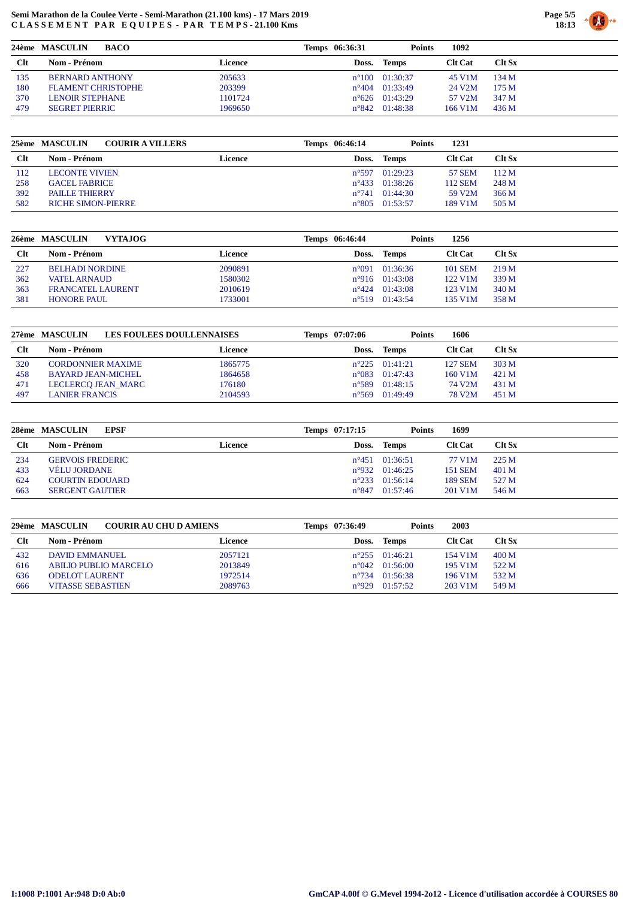Semi Marathon de la Coulee Verte - Semi-Marathon (21.100 kms) - 17 Mars 2019

CLASSEMENT PAR EQUIPES - PAR TEMPS - 21.100 Kms

| 24ème MASCULIN | BACO | | Temps 06:36:31 | Points | 1092 | |
|---|---|---|---|---|---|---|
| Clt | Nom - Prénom | Licence | Doss. | Temps | Clt Cat | Clt Sx |
| 135 | BERNARD ANTHONY | 205633 | n°100 | 01:30:37 | 45 V1M | 134 M |
| 180 | FLAMENT CHRISTOPHE | 203399 | n°404 | 01:33:49 | 24 V2M | 175 M |
| 370 | LENOIR STEPHANE | 1101724 | n°626 | 01:43:29 | 57 V2M | 347 M |
| 479 | SEGRET PIERRIC | 1969650 | n°842 | 01:48:38 | 166 V1M | 436 M |

| 25ème MASCULIN | COURIR A VILLERS | | Temps 06:46:14 | Points | 1231 | |
|---|---|---|---|---|---|---|
| Clt | Nom - Prénom | Licence | Doss. | Temps | Clt Cat | Clt Sx |
| 112 | LECONTE VIVIEN | | n°597 | 01:29:23 | 57 SEM | 112 M |
| 258 | GACEL FABRICE | | n°433 | 01:38:26 | 112 SEM | 248 M |
| 392 | PAILLE THIERRY | | n°741 | 01:44:30 | 59 V2M | 366 M |
| 582 | RICHE SIMON-PIERRE | | n°805 | 01:53:57 | 189 V1M | 505 M |

| 26ème MASCULIN | VYTAJOG | | Temps 06:46:44 | Points | 1256 | |
|---|---|---|---|---|---|---|
| Clt | Nom - Prénom | Licence | Doss. | Temps | Clt Cat | Clt Sx |
| 227 | BELHADI NORDINE | 2090891 | n°091 | 01:36:36 | 101 SEM | 219 M |
| 362 | VATEL ARNAUD | 1580302 | n°916 | 01:43:08 | 122 V1M | 339 M |
| 363 | FRANCATEL LAURENT | 2010619 | n°424 | 01:43:08 | 123 V1M | 340 M |
| 381 | HONORE PAUL | 1733001 | n°519 | 01:43:54 | 135 V1M | 358 M |

| 27ème MASCULIN | LES FOULEES DOULLENNAISES | | Temps 07:07:06 | Points | 1606 | |
|---|---|---|---|---|---|---|
| Clt | Nom - Prénom | Licence | Doss. | Temps | Clt Cat | Clt Sx |
| 320 | CORDONNIER MAXIME | 1865775 | n°225 | 01:41:21 | 127 SEM | 303 M |
| 458 | BAYARD JEAN-MICHEL | 1864658 | n°083 | 01:47:43 | 160 V1M | 421 M |
| 471 | LECLERCQ JEAN_MARC | 176180 | n°589 | 01:48:15 | 74 V2M | 431 M |
| 497 | LANIER FRANCIS | 2104593 | n°569 | 01:49:49 | 78 V2M | 451 M |

| 28ème MASCULIN | EPSF | | Temps 07:17:15 | Points | 1699 | |
|---|---|---|---|---|---|---|
| Clt | Nom - Prénom | Licence | Doss. | Temps | Clt Cat | Clt Sx |
| 234 | GERVOIS FREDERIC | | n°451 | 01:36:51 | 77 V1M | 225 M |
| 433 | VÉLU JORDANE | | n°932 | 01:46:25 | 151 SEM | 401 M |
| 624 | COURTIN EDOUARD | | n°233 | 01:56:14 | 189 SEM | 527 M |
| 663 | SERGENT GAUTIER | | n°847 | 01:57:46 | 201 V1M | 546 M |

| 29ème MASCULIN | COURIR AU CHU D AMIENS | | Temps 07:36:49 | Points | 2003 | |
|---|---|---|---|---|---|---|
| Clt | Nom - Prénom | Licence | Doss. | Temps | Clt Cat | Clt Sx |
| 432 | DAVID EMMANUEL | 2057121 | n°255 | 01:46:21 | 154 V1M | 400 M |
| 616 | ABILIO PUBLIO MARCELO | 2013849 | n°042 | 01:56:00 | 195 V1M | 522 M |
| 636 | ODELOT LAURENT | 1972514 | n°734 | 01:56:38 | 196 V1M | 532 M |
| 666 | VITASSE SEBASTIEN | 2089763 | n°929 | 01:57:52 | 203 V1M | 549 M |

I:1008 P:1001 Ar:948 D:0 Ab:0

GmCAP 4.00f © G.Mevel 1994-2o12 - Licence d'utilisation accordée à COURSES 80